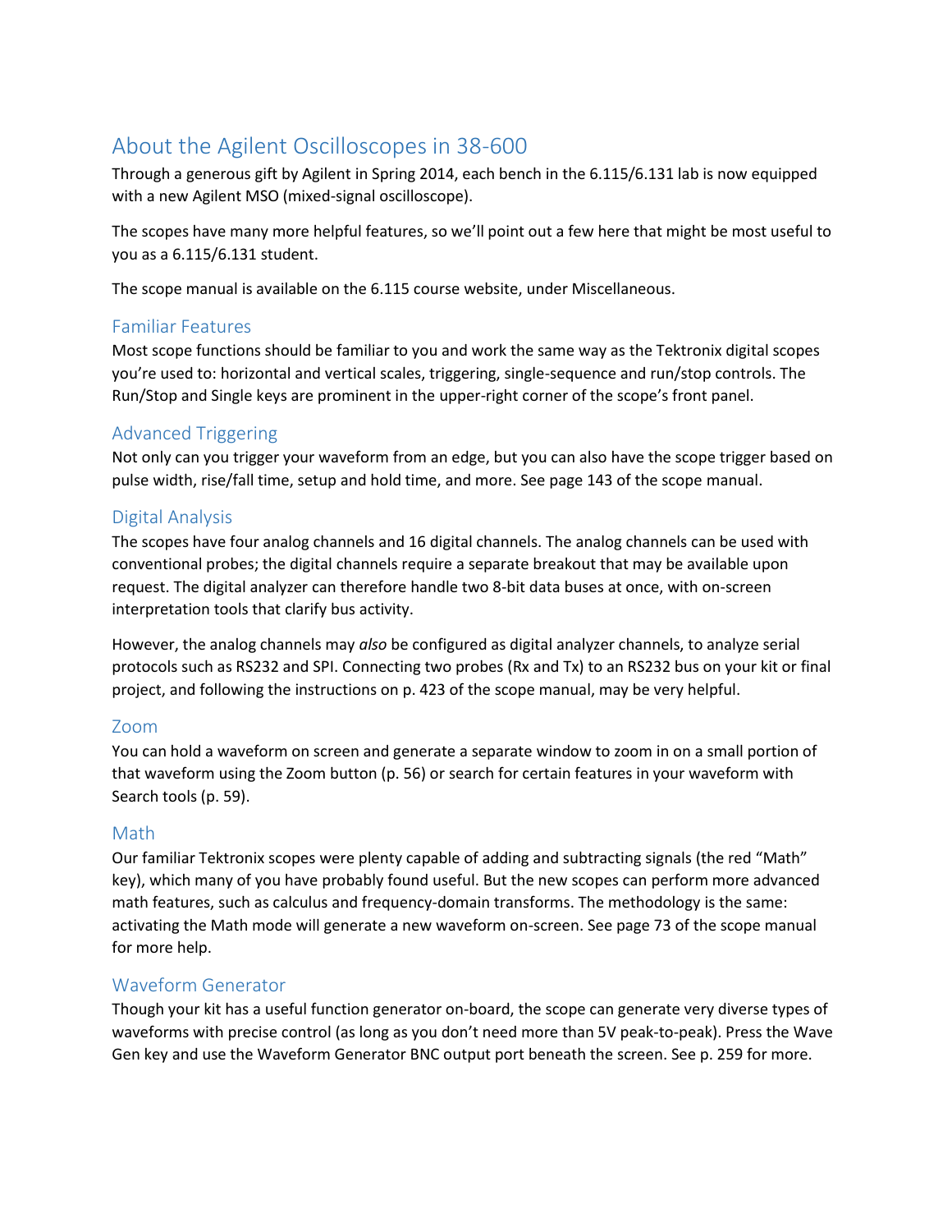# About the Agilent Oscilloscopes in 38-600

Through a generous gift by Agilent in Spring 2014, each bench in the 6.115/6.131 lab is now equipped with a new Agilent MSO (mixed-signal oscilloscope).

The scopes have many more helpful features, so we'll point out a few here that might be most useful to you as a 6.115/6.131 student.

The scope manual is available on the 6.115 course website, under Miscellaneous.

## Familiar Features

Most scope functions should be familiar to you and work the same way as the Tektronix digital scopes you're used to: horizontal and vertical scales, triggering, single-sequence and run/stop controls. The Run/Stop and Single keys are prominent in the upper-right corner of the scope's front panel.

## Advanced Triggering

Not only can you trigger your waveform from an edge, but you can also have the scope trigger based on pulse width, rise/fall time, setup and hold time, and more. See page 143 of the scope manual.

## Digital Analysis

The scopes have four analog channels and 16 digital channels. The analog channels can be used with conventional probes; the digital channels require a separate breakout that may be available upon request. The digital analyzer can therefore handle two 8-bit data buses at once, with on-screen interpretation tools that clarify bus activity.

However, the analog channels may *also* be configured as digital analyzer channels, to analyze serial protocols such as RS232 and SPI. Connecting two probes (Rx and Tx) to an RS232 bus on your kit or final project, and following the instructions on p. 423 of the scope manual, may be very helpful.

## Zoom

You can hold a waveform on screen and generate a separate window to zoom in on a small portion of that waveform using the Zoom button (p. 56) or search for certain features in your waveform with Search tools (p. 59).

## Math

Our familiar Tektronix scopes were plenty capable of adding and subtracting signals (the red "Math" key), which many of you have probably found useful. But the new scopes can perform more advanced math features, such as calculus and frequency-domain transforms. The methodology is the same: activating the Math mode will generate a new waveform on-screen. See page 73 of the scope manual for more help.

## Waveform Generator

Though your kit has a useful function generator on-board, the scope can generate very diverse types of waveforms with precise control (as long as you don't need more than 5V peak-to-peak). Press the Wave Gen key and use the Waveform Generator BNC output port beneath the screen. See p. 259 for more.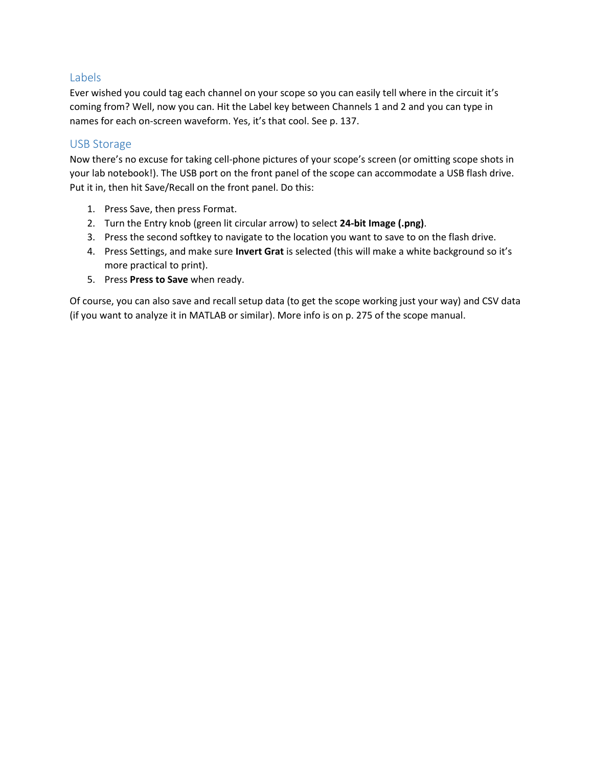## Labels

Ever wished you could tag each channel on your scope so you can easily tell where in the circuit it's coming from? Well, now you can. Hit the Label key between Channels 1 and 2 and you can type in names for each on-screen waveform. Yes, it's that cool. See p. 137.

## USB Storage

Now there's no excuse for taking cell-phone pictures of your scope's screen (or omitting scope shots in your lab notebook!). The USB port on the front panel of the scope can accommodate a USB flash drive. Put it in, then hit Save/Recall on the front panel. Do this:

1. Press Save, then press Format.
2. Turn the Entry knob (green lit circular arrow) to select **24-bit Image (.png)**.
3. Press the second softkey to navigate to the location you want to save to on the flash drive.
4. Press Settings, and make sure **Invert Grat** is selected (this will make a white background so it's more practical to print).
5. Press **Press to Save** when ready.

Of course, you can also save and recall setup data (to get the scope working just your way) and CSV data (if you want to analyze it in MATLAB or similar). More info is on p. 275 of the scope manual.